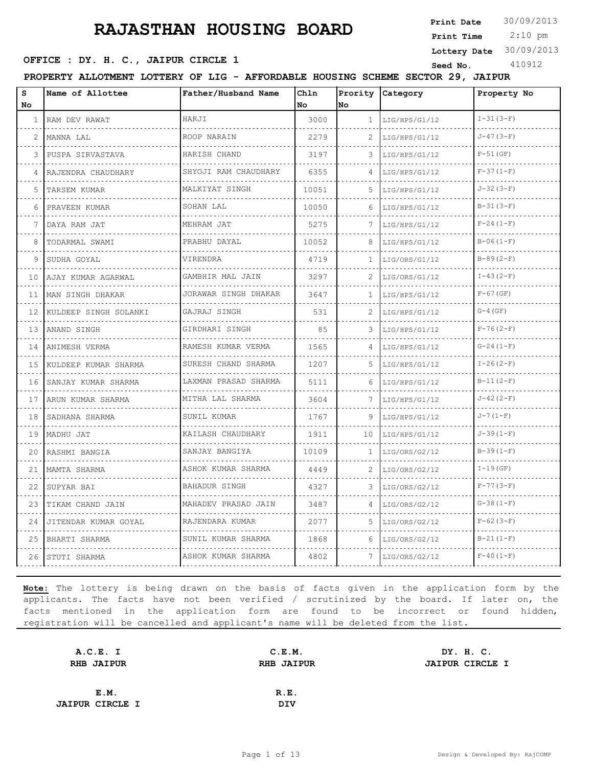# RAJASTHAN HOUSING BOARD

**Print Date** 30/09/2013
**Print Time** 2:10 pm
**Lottery Date** 30/09/2013
**Seed No.** 410912

**OFFICE : DY. H. C., JAIPUR CIRCLE 1**

**PROPERTY ALLOTMENT LOTTERY OF LIG - AFFORDABLE HOUSING SCHEME SECTOR 29, JAIPUR**

| S No | Name of Allottee | Father/Husband Name | Chln No | Prority No | Category | Property No |
|---|---|---|---|---|---|---|
| 1 | RAM DEV RAWAT | HARJI | 3000 | 1 | LIG/HPS/G1/12 | I-31(3-F) |
| 2 | MANNA LAL | ROOP NARAIN | 2279 | 2 | LIG/HPS/G1/12 | J-47(3-F) |
| 3 | PUSPA SIRVASTAVA | HARISH CHAND | 3197 | 3 | LIG/HPS/G1/12 | F-51(GF) |
| 4 | RAJENDRA CHAUDHARY | SHYOJI RAM CHAUDHARY | 6355 | 4 | LIG/HPS/G1/12 | F-37(1-F) |
| 5 | TARSEM KUMAR | MALKIYAT SINGH | 10051 | 5 | LIG/HPS/G1/12 | J-32(3-F) |
| 6 | PRAVEEN KUMAR | SOHAN LAL | 10050 | 6 | LIG/HPS/G1/12 | B-31(3-F) |
| 7 | DAYA RAM JAT | MEHRAM JAT | 5275 | 7 | LIG/HPS/G1/12 | F-24(1-F) |
| 8 | TODARMAL SWAMI | PRABHU DAYAL | 10052 | 8 | LIG/HPS/G1/12 | B-06(1-F) |
| 9 | SUDHA GOYAL | VIRENDRA | 4719 | 1 | LIG/ORS/G1/12 | B-89(2-F) |
| 10 | AJAY KUMAR AGARWAL | GAMBHIR MAL JAIN | 3297 | 2 | LIG/ORS/G1/12 | I-43(2-F) |
| 11 | MAN SINGH DHAKAR | JORAWAR SINGH DHAKAR | 3647 | 1 | LIG/HPS/G1/12 | F-67(GF) |
| 12 | KULDEEP SINGH SOLANKI | GAJRAJ SINGH | 531 | 2 | LIG/HPS/G1/12 | G-4(GF) |
| 13 | ANAND SINGH | GIRDHARI SINGH | 85 | 3 | LIG/HPS/G1/12 | F-76(2-F) |
| 14 | ANIMESH VERMA | RAMESH KUMAR VERMA | 1565 | 4 | LIG/HPS/G1/12 | G-24(1-F) |
| 15 | KULDEEP KUMAR SHARMA | SURESH CHAND SHARMA | 1207 | 5 | LIG/HPS/G1/12 | I-26(2-F) |
| 16 | SANJAY KUMAR SHARMA | LAXMAN PRASAD SHARMA | 5111 | 6 | LIG/HPS/G1/12 | B-11(2-F) |
| 17 | ARUN KUMAR SHARMA | MITHA LAL SHARMA | 3604 | 7 | LIG/HPS/G1/12 | J-42(2-F) |
| 18 | SADHANA SHARMA | SUNIL KUMAR | 1767 | 9 | LIG/HPS/G1/12 | J-7(1-F) |
| 19 | MADHU JAT | KAILASH CHAUDHARY | 1911 | 10 | LIG/HPS/G1/12 | J-39(1-F) |
| 20 | RASHMI BANGIA | SANJAY BANGIYA | 10109 | 1 | LIG/ORS/G2/12 | B-39(1-F) |
| 21 | MAMTA SHARMA | ASHOK KUMAR SHARMA | 4449 | 2 | LIG/ORS/G2/12 | I-19(GF) |
| 22 | SUPYAR BAI | BAHADUR SINGH | 4327 | 3 | LIG/ORS/G2/12 | F-77(3-F) |
| 23 | TIKAM CHAND JAIN | MAHADEV PRASAD JAIN | 3487 | 4 | LIG/ORS/G2/12 | G-38(1-F) |
| 24 | JITENDAR KUMAR GOYAL | RAJENDARA KUMAR | 2077 | 5 | LIG/ORS/G2/12 | F-62(3-F) |
| 25 | BHARTI SHARMA | SUNIL KUMAR SHARMA | 1868 | 6 | LIG/ORS/G2/12 | B-21(1-F) |
| 26 | STUTI SHARMA | ASHOK KUMAR SHARMA | 4802 | 7 | LIG/ORS/G2/12 | F-40(1-F) |

**Note:** The lottery is being drawn on the basis of facts given in the application form by the applicants. The facts have not been verified / scrutinized by the board. If later on, the facts mentioned in the application form are found to be incorrect or found hidden, registration will be cancelled and applicant's name will be deleted from the list.

**A.C.E. I**
**RHB JAIPUR**

**C.E.M.**
**RHB JAIPUR**

**DY. H. C.**
**JAIPUR CIRCLE I**

**E.M.**
**JAIPUR CIRCLE I**

**R.E.**
**DIV**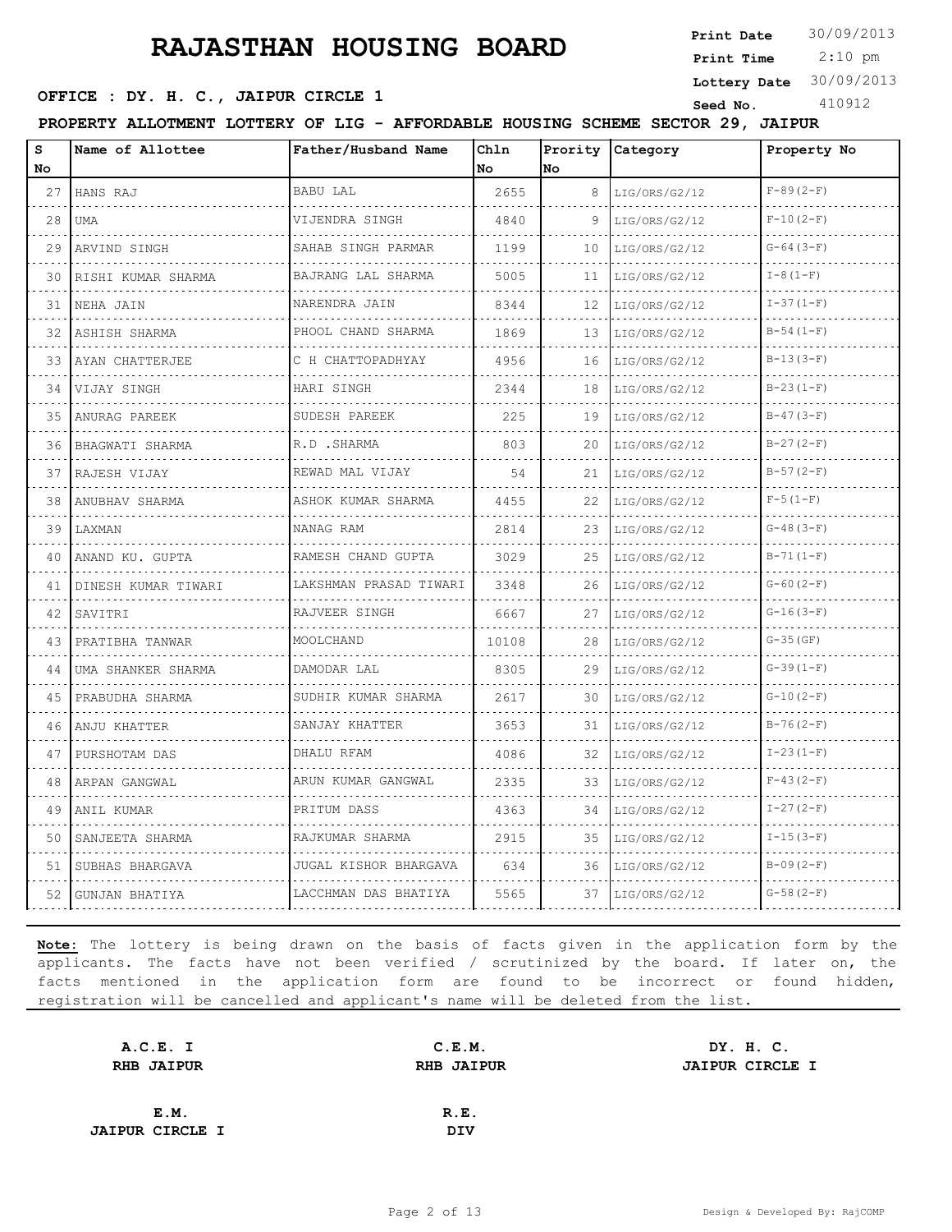# RAJASTHAN HOUSING BOARD

**Print Date** 30/09/2013
**Print Time** 2:10 pm
**Lottery Date** 30/09/2013
**Seed No.** 410912

**OFFICE : DY. H. C., JAIPUR CIRCLE 1**

**PROPERTY ALLOTMENT LOTTERY OF LIG - AFFORDABLE HOUSING SCHEME SECTOR 29, JAIPUR**

| S No | Name of Allottee | Father/Husband Name | Chln No | Prority No | Category | Property No |
|---|---|---|---|---|---|---|
| 27 | HANS RAJ | BABU LAL | 2655 | 8 | LIG/ORS/G2/12 | F-89(2-F) |
| 28 | UMA | VIJENDRA SINGH | 4840 | 9 | LIG/ORS/G2/12 | F-10(2-F) |
| 29 | ARVIND SINGH | SAHAB SINGH PARMAR | 1199 | 10 | LIG/ORS/G2/12 | G-64(3-F) |
| 30 | RISHI KUMAR SHARMA | BAJRANG LAL SHARMA | 5005 | 11 | LIG/ORS/G2/12 | I-8(1-F) |
| 31 | NEHA JAIN | NARENDRA JAIN | 8344 | 12 | LIG/ORS/G2/12 | I-37(1-F) |
| 32 | ASHISH SHARMA | PHOOL CHAND SHARMA | 1869 | 13 | LIG/ORS/G2/12 | B-54(1-F) |
| 33 | AYAN CHATTERJEE | C H CHATTOPADHYAY | 4956 | 16 | LIG/ORS/G2/12 | B-13(3-F) |
| 34 | VIJAY SINGH | HARI SINGH | 2344 | 18 | LIG/ORS/G2/12 | B-23(1-F) |
| 35 | ANURAG PAREEK | SUDESH PAREEK | 225 | 19 | LIG/ORS/G2/12 | B-47(3-F) |
| 36 | BHAGWATI SHARMA | R.D .SHARMA | 803 | 20 | LIG/ORS/G2/12 | B-27(2-F) |
| 37 | RAJESH VIJAY | REWAD MAL VIJAY | 54 | 21 | LIG/ORS/G2/12 | B-57(2-F) |
| 38 | ANUBHAV SHARMA | ASHOK KUMAR SHARMA | 4455 | 22 | LIG/ORS/G2/12 | F-5(1-F) |
| 39 | LAXMAN | NANAG RAM | 2814 | 23 | LIG/ORS/G2/12 | G-48(3-F) |
| 40 | ANAND KU. GUPTA | RAMESH CHAND GUPTA | 3029 | 25 | LIG/ORS/G2/12 | B-71(1-F) |
| 41 | DINESH KUMAR TIWARI | LAKSHMAN PRASAD TIWARI | 3348 | 26 | LIG/ORS/G2/12 | G-60(2-F) |
| 42 | SAVITRI | RAJVEER SINGH | 6667 | 27 | LIG/ORS/G2/12 | G-16(3-F) |
| 43 | PRATIBHA TANWAR | MOOLCHAND | 10108 | 28 | LIG/ORS/G2/12 | G-35(GF) |
| 44 | UMA SHANKER SHARMA | DAMODAR LAL | 8305 | 29 | LIG/ORS/G2/12 | G-39(1-F) |
| 45 | PRABUDHA SHARMA | SUDHIR KUMAR SHARMA | 2617 | 30 | LIG/ORS/G2/12 | G-10(2-F) |
| 46 | ANJU KHATTER | SANJAY KHATTER | 3653 | 31 | LIG/ORS/G2/12 | B-76(2-F) |
| 47 | PURSHOTAM DAS | DHALU RFAM | 4086 | 32 | LIG/ORS/G2/12 | I-23(1-F) |
| 48 | ARPAN GANGWAL | ARUN KUMAR GANGWAL | 2335 | 33 | LIG/ORS/G2/12 | F-43(2-F) |
| 49 | ANIL KUMAR | PRITUM DASS | 4363 | 34 | LIG/ORS/G2/12 | I-27(2-F) |
| 50 | SANJEETA SHARMA | RAJKUMAR SHARMA | 2915 | 35 | LIG/ORS/G2/12 | I-15(3-F) |
| 51 | SUBHAS BHARGAVA | JUGAL KISHOR BHARGAVA | 634 | 36 | LIG/ORS/G2/12 | B-09(2-F) |
| 52 | GUNJAN BHATIYA | LACCHMAN DAS BHATIYA | 5565 | 37 | LIG/ORS/G2/12 | G-58(2-F) |

**Note:** The lottery is being drawn on the basis of facts given in the application form by the applicants. The facts have not been verified / scrutinized by the board. If later on, the facts mentioned in the application form are found to be incorrect or found hidden, registration will be cancelled and applicant's name will be deleted from the list.

| | | |
|---|---|---|
| **A.C.E. I**<br>**RHB JAIPUR** | **C.E.M.**<br>**RHB JAIPUR** | **DY. H. C.**<br>**JAIPUR CIRCLE I** |
| **E.M.**<br>**JAIPUR CIRCLE I** | **R.E.**<br>**DIV** | |

Design & Developed By: RajCOMP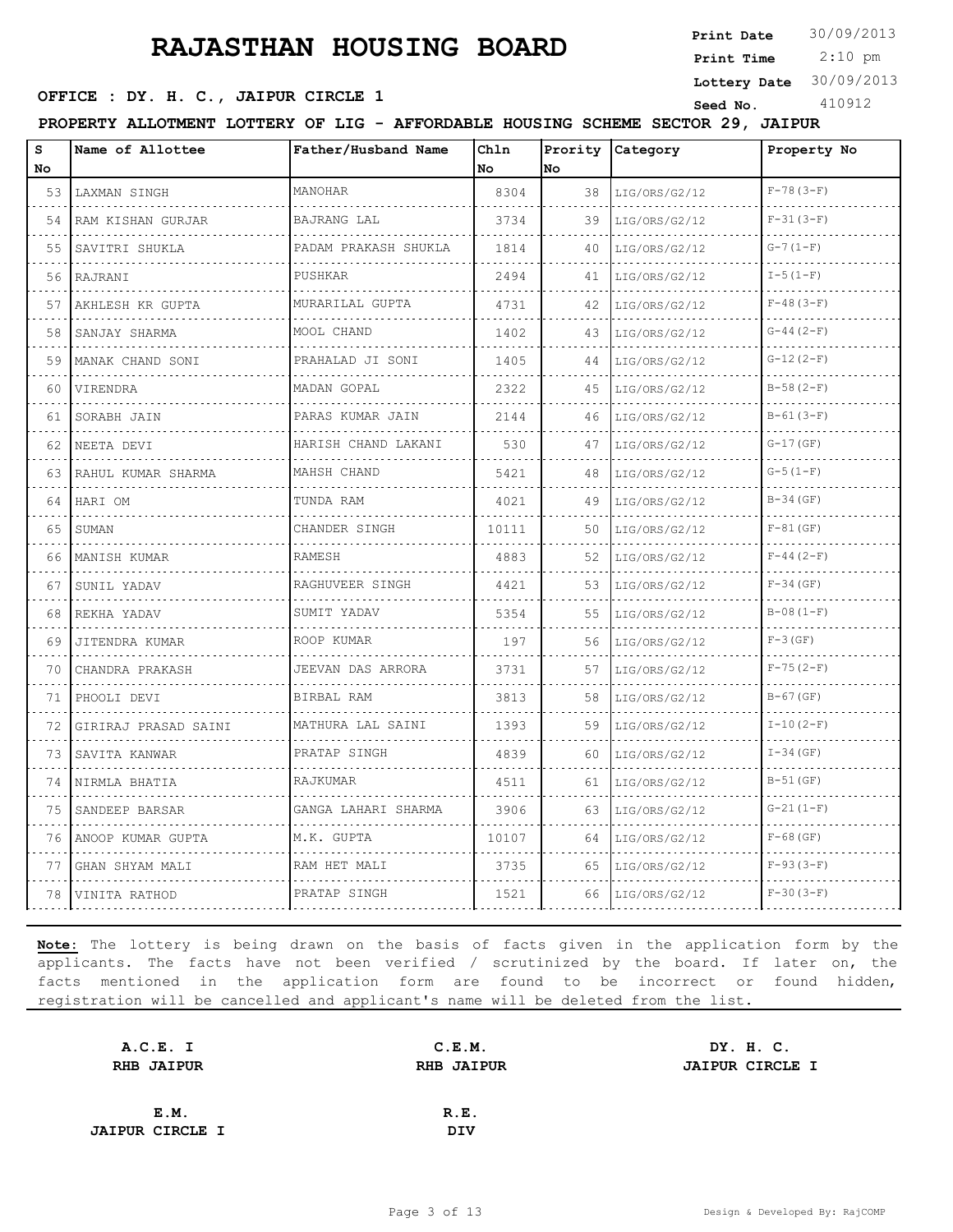# RAJASTHAN HOUSING BOARD

**Print Date** 30/09/2013
**Print Time** 2:10 pm
**Lottery Date** 30/09/2013
**Seed No.** 410912

**OFFICE : DY. H. C., JAIPUR CIRCLE 1**

**PROPERTY ALLOTMENT LOTTERY OF LIG - AFFORDABLE HOUSING SCHEME SECTOR 29, JAIPUR**

| S No | Name of Allottee | Father/Husband Name | Chln No | Prority No | Category | Property No |
|---|---|---|---|---|---|---|
| 53 | LAXMAN SINGH | MANOHAR | 8304 | 38 | LIG/ORS/G2/12 | F-78(3-F) |
| 54 | RAM KISHAN GURJAR | BAJRANG LAL | 3734 | 39 | LIG/ORS/G2/12 | F-31(3-F) |
| 55 | SAVITRI SHUKLA | PADAM PRAKASH SHUKLA | 1814 | 40 | LIG/ORS/G2/12 | G-7(1-F) |
| 56 | RAJRANI | PUSHKAR | 2494 | 41 | LIG/ORS/G2/12 | I-5(1-F) |
| 57 | AKHLESH KR GUPTA | MURARILAL GUPTA | 4731 | 42 | LIG/ORS/G2/12 | F-48(3-F) |
| 58 | SANJAY SHARMA | MOOL CHAND | 1402 | 43 | LIG/ORS/G2/12 | G-44(2-F) |
| 59 | MANAK CHAND SONI | PRAHALAD JI SONI | 1405 | 44 | LIG/ORS/G2/12 | G-12(2-F) |
| 60 | VIRENDRA | MADAN GOPAL | 2322 | 45 | LIG/ORS/G2/12 | B-58(2-F) |
| 61 | SORABH JAIN | PARAS KUMAR JAIN | 2144 | 46 | LIG/ORS/G2/12 | B-61(3-F) |
| 62 | NEETA DEVI | HARISH CHAND LAKANI | 530 | 47 | LIG/ORS/G2/12 | G-17(GF) |
| 63 | RAHUL KUMAR SHARMA | MAHSH CHAND | 5421 | 48 | LIG/ORS/G2/12 | G-5(1-F) |
| 64 | HARI OM | TUNDA RAM | 4021 | 49 | LIG/ORS/G2/12 | B-34(GF) |
| 65 | SUMAN | CHANDER SINGH | 10111 | 50 | LIG/ORS/G2/12 | F-81(GF) |
| 66 | MANISH KUMAR | RAMESH | 4883 | 52 | LIG/ORS/G2/12 | F-44(2-F) |
| 67 | SUNIL YADAV | RAGHUVEER SINGH | 4421 | 53 | LIG/ORS/G2/12 | F-34(GF) |
| 68 | REKHA YADAV | SUMIT YADAV | 5354 | 55 | LIG/ORS/G2/12 | B-08(1-F) |
| 69 | JITENDRA KUMAR | ROOP KUMAR | 197 | 56 | LIG/ORS/G2/12 | F-3(GF) |
| 70 | CHANDRA PRAKASH | JEEVAN DAS ARRORA | 3731 | 57 | LIG/ORS/G2/12 | F-75(2-F) |
| 71 | PHOOLI DEVI | BIRBAL RAM | 3813 | 58 | LIG/ORS/G2/12 | B-67(GF) |
| 72 | GIRIRAJ PRASAD SAINI | MATHURA LAL SAINI | 1393 | 59 | LIG/ORS/G2/12 | I-10(2-F) |
| 73 | SAVITA KANWAR | PRATAP SINGH | 4839 | 60 | LIG/ORS/G2/12 | I-34(GF) |
| 74 | NIRMLA BHATIA | RAJKUMAR | 4511 | 61 | LIG/ORS/G2/12 | B-51(GF) |
| 75 | SANDEEP BARSAR | GANGA LAHARI SHARMA | 3906 | 63 | LIG/ORS/G2/12 | G-21(1-F) |
| 76 | ANOOP KUMAR GUPTA | M.K. GUPTA | 10107 | 64 | LIG/ORS/G2/12 | F-68(GF) |
| 77 | GHAN SHYAM MALI | RAM HET MALI | 3735 | 65 | LIG/ORS/G2/12 | F-93(3-F) |
| 78 | VINITA RATHOD | PRATAP SINGH | 1521 | 66 | LIG/ORS/G2/12 | F-30(3-F) |

**Note:** The lottery is being drawn on the basis of facts given in the application form by the applicants. The facts have not been verified / scrutinized by the board. If later on, the facts mentioned in the application form are found to be incorrect or found hidden, registration will be cancelled and applicant's name will be deleted from the list.

**A.C.E. I**
**RHB JAIPUR**

**C.E.M.**
**RHB JAIPUR**

**DY. H. C.**
**JAIPUR CIRCLE I**

**E.M.**
**JAIPUR CIRCLE I**

**R.E.**
**DIV**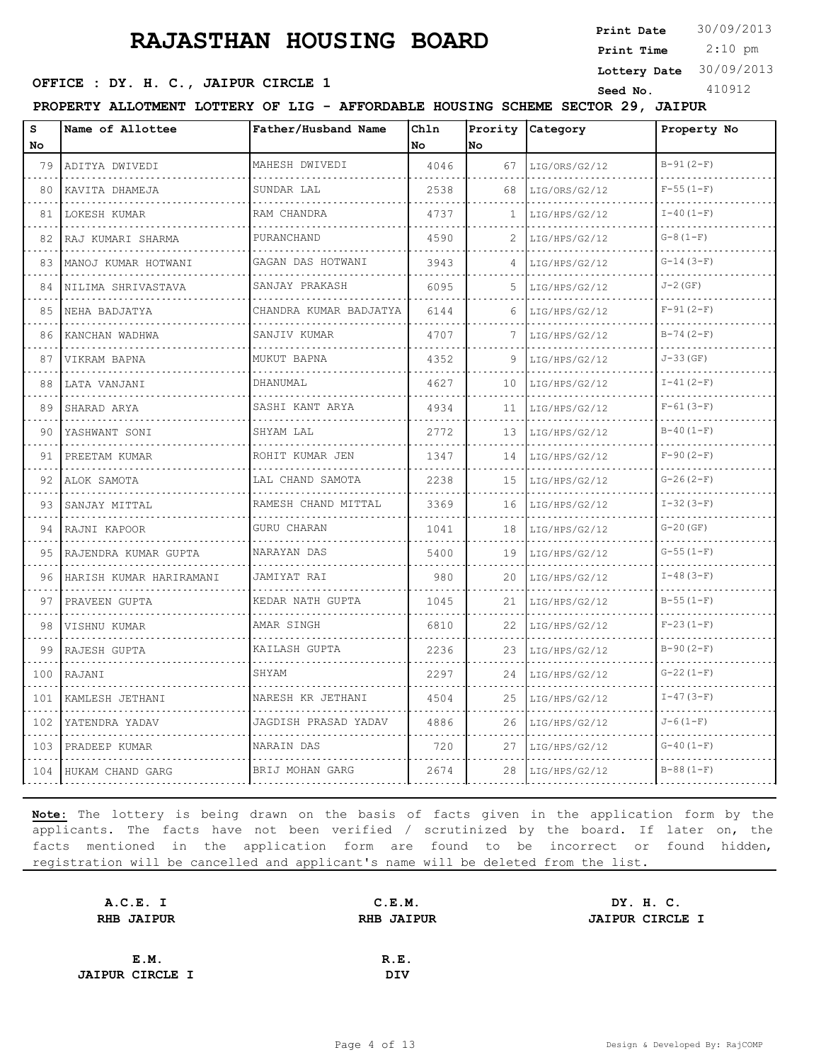# RAJASTHAN HOUSING BOARD

**Print Date** 30/09/2013
**Print Time** 2:10 pm
**Lottery Date** 30/09/2013
**Seed No.** 410912

**OFFICE : DY. H. C., JAIPUR CIRCLE 1**

**PROPERTY ALLOTMENT LOTTERY OF LIG - AFFORDABLE HOUSING SCHEME SECTOR 29, JAIPUR**

| S No | Name of Allottee | Father/Husband Name | Chln No | Prority No | Category | Property No |
|---|---|---|---|---|---|---|
| 79 | ADITYA DWIVEDI | MAHESH DWIVEDI | 4046 | 67 | LIG/ORS/G2/12 | B-91(2-F) |
| 80 | KAVITA DHAMEJA | SUNDAR LAL | 2538 | 68 | LIG/ORS/G2/12 | F-55(1-F) |
| 81 | LOKESH KUMAR | RAM CHANDRA | 4737 | 1 | LIG/HPS/G2/12 | I-40(1-F) |
| 82 | RAJ KUMARI SHARMA | PURANCHAND | 4590 | 2 | LIG/HPS/G2/12 | G-8(1-F) |
| 83 | MANOJ KUMAR HOTWANI | GAGAN DAS HOTWANI | 3943 | 4 | LIG/HPS/G2/12 | G-14(3-F) |
| 84 | NILIMA SHRIVASTAVA | SANJAY PRAKASH | 6095 | 5 | LIG/HPS/G2/12 | J-2(GF) |
| 85 | NEHA BADJATYA | CHANDRA KUMAR BADJATYA | 6144 | 6 | LIG/HPS/G2/12 | F-91(2-F) |
| 86 | KANCHAN WADHWA | SANJIV KUMAR | 4707 | 7 | LIG/HPS/G2/12 | B-74(2-F) |
| 87 | VIKRAM BAPNA | MUKUT BAPNA | 4352 | 9 | LIG/HPS/G2/12 | J-33(GF) |
| 88 | LATA VANJANI | DHANUMAL | 4627 | 10 | LIG/HPS/G2/12 | I-41(2-F) |
| 89 | SHARAD ARYA | SASHI KANT ARYA | 4934 | 11 | LIG/HPS/G2/12 | F-61(3-F) |
| 90 | YASHWANT SONI | SHYAM LAL | 2772 | 13 | LIG/HPS/G2/12 | B-40(1-F) |
| 91 | PREETAM KUMAR | ROHIT KUMAR JEN | 1347 | 14 | LIG/HPS/G2/12 | F-90(2-F) |
| 92 | ALOK SAMOTA | LAL CHAND SAMOTA | 2238 | 15 | LIG/HPS/G2/12 | G-26(2-F) |
| 93 | SANJAY MITTAL | RAMESH CHAND MITTAL | 3369 | 16 | LIG/HPS/G2/12 | I-32(3-F) |
| 94 | RAJNI KAPOOR | GURU CHARAN | 1041 | 18 | LIG/HPS/G2/12 | G-20(GF) |
| 95 | RAJENDRA KUMAR GUPTA | NARAYAN DAS | 5400 | 19 | LIG/HPS/G2/12 | G-55(1-F) |
| 96 | HARISH KUMAR HARIRAMANI | JAMIYAT RAI | 980 | 20 | LIG/HPS/G2/12 | I-48(3-F) |
| 97 | PRAVEEN GUPTA | KEDAR NATH GUPTA | 1045 | 21 | LIG/HPS/G2/12 | B-55(1-F) |
| 98 | VISHNU KUMAR | AMAR SINGH | 6810 | 22 | LIG/HPS/G2/12 | F-23(1-F) |
| 99 | RAJESH GUPTA | KAILASH GUPTA | 2236 | 23 | LIG/HPS/G2/12 | B-90(2-F) |
| 100 | RAJANI | SHYAM | 2297 | 24 | LIG/HPS/G2/12 | G-22(1-F) |
| 101 | KAMLESH JETHANI | NARESH KR JETHANI | 4504 | 25 | LIG/HPS/G2/12 | I-47(3-F) |
| 102 | YATENDRA YADAV | JAGDISH PRASAD YADAV | 4886 | 26 | LIG/HPS/G2/12 | J-6(1-F) |
| 103 | PRADEEP KUMAR | NARAIN DAS | 720 | 27 | LIG/HPS/G2/12 | G-40(1-F) |
| 104 | HUKAM CHAND GARG | BRIJ MOHAN GARG | 2674 | 28 | LIG/HPS/G2/12 | B-88(1-F) |

**Note:** The lottery is being drawn on the basis of facts given in the application form by the applicants. The facts have not been verified / scrutinized by the board. If later on, the facts mentioned in the application form are found to be incorrect or found hidden, registration will be cancelled and applicant's name will be deleted from the list.

| **A.C.E. I** | **C.E.M.** | **DY. H. C.** |
|---|---|---|
| **RHB JAIPUR** | **RHB JAIPUR** | **JAIPUR CIRCLE I** |
| **E.M.** | **R.E.** | |
| **JAIPUR CIRCLE I** | **DIV** | |

Design & Developed By: RajCOMP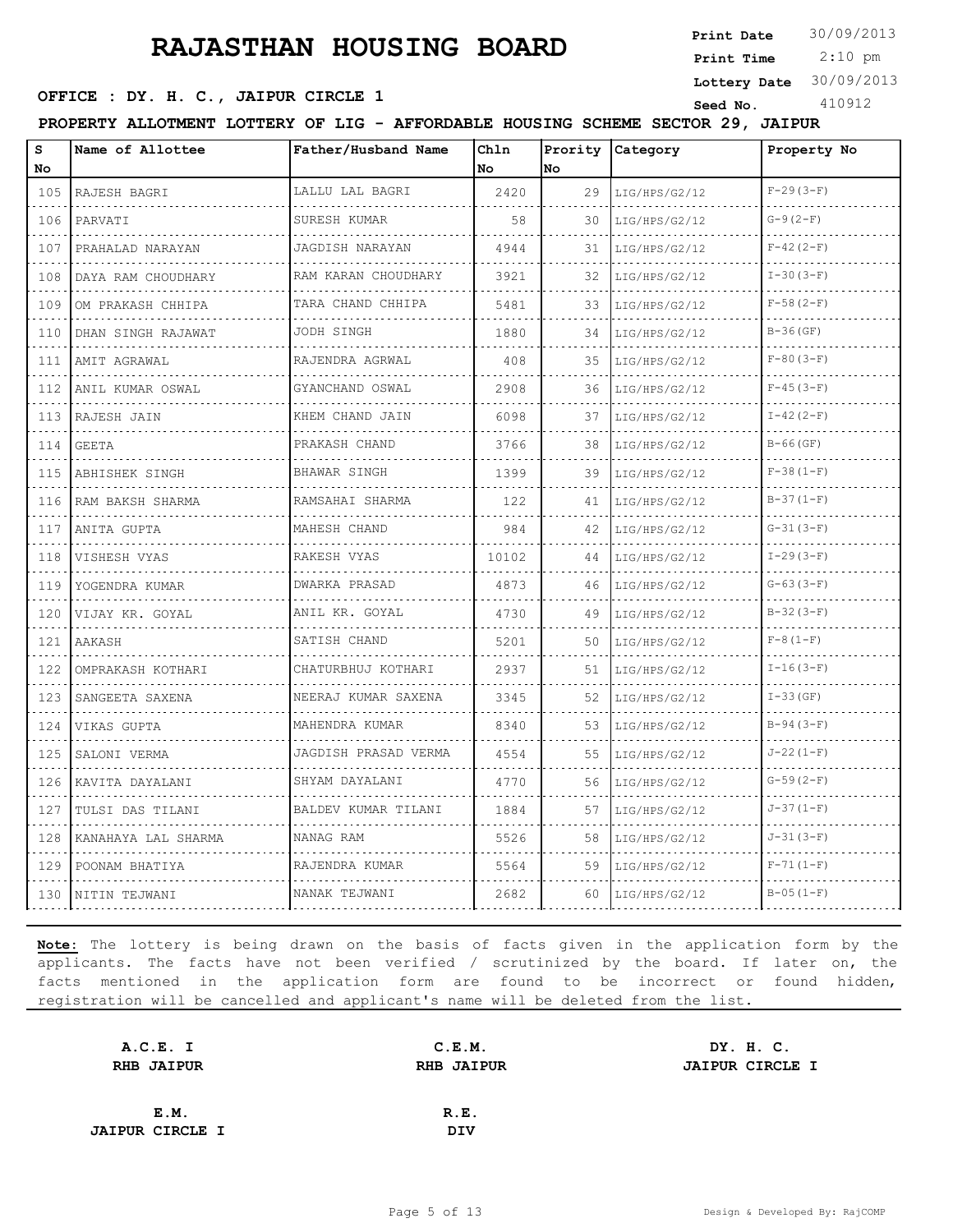# RAJASTHAN HOUSING BOARD

**Print Date** 30/09/2013
**Print Time** 2:10 pm
**Lottery Date** 30/09/2013
**Seed No.** 410912

**OFFICE : DY. H. C., JAIPUR CIRCLE 1**

**PROPERTY ALLOTMENT LOTTERY OF LIG - AFFORDABLE HOUSING SCHEME SECTOR 29, JAIPUR**

| S No | Name of Allottee | Father/Husband Name | Chln No | Prority No | Category | Property No |
|---|---|---|---|---|---|---|
| 105 | RAJESH BAGRI | LALLU LAL BAGRI | 2420 | 29 | LIG/HPS/G2/12 | F-29(3-F) |
| 106 | PARVATI | SURESH KUMAR | 58 | 30 | LIG/HPS/G2/12 | G-9(2-F) |
| 107 | PRAHALAD NARAYAN | JAGDISH NARAYAN | 4944 | 31 | LIG/HPS/G2/12 | F-42(2-F) |
| 108 | DAYA RAM CHOUDHARY | RAM KARAN CHOUDHARY | 3921 | 32 | LIG/HPS/G2/12 | I-30(3-F) |
| 109 | OM PRAKASH CHHIPA | TARA CHAND CHHIPA | 5481 | 33 | LIG/HPS/G2/12 | F-58(2-F) |
| 110 | DHAN SINGH RAJAWAT | JODH SINGH | 1880 | 34 | LIG/HPS/G2/12 | B-36(GF) |
| 111 | AMIT AGRAWAL | RAJENDRA AGRWAL | 408 | 35 | LIG/HPS/G2/12 | F-80(3-F) |
| 112 | ANIL KUMAR OSWAL | GYANCHAND OSWAL | 2908 | 36 | LIG/HPS/G2/12 | F-45(3-F) |
| 113 | RAJESH JAIN | KHEM CHAND JAIN | 6098 | 37 | LIG/HPS/G2/12 | I-42(2-F) |
| 114 | GEETA | PRAKASH CHAND | 3766 | 38 | LIG/HPS/G2/12 | B-66(GF) |
| 115 | ABHISHEK SINGH | BHAWAR SINGH | 1399 | 39 | LIG/HPS/G2/12 | F-38(1-F) |
| 116 | RAM BAKSH SHARMA | RAMSAHAI SHARMA | 122 | 41 | LIG/HPS/G2/12 | B-37(1-F) |
| 117 | ANITA GUPTA | MAHESH CHAND | 984 | 42 | LIG/HPS/G2/12 | G-31(3-F) |
| 118 | VISHESH VYAS | RAKESH VYAS | 10102 | 44 | LIG/HPS/G2/12 | I-29(3-F) |
| 119 | YOGENDRA KUMAR | DWARKA PRASAD | 4873 | 46 | LIG/HPS/G2/12 | G-63(3-F) |
| 120 | VIJAY KR. GOYAL | ANIL KR. GOYAL | 4730 | 49 | LIG/HPS/G2/12 | B-32(3-F) |
| 121 | AAKASH | SATISH CHAND | 5201 | 50 | LIG/HPS/G2/12 | F-8(1-F) |
| 122 | OMPRAKASH KOTHARI | CHATURBHUJ KOTHARI | 2937 | 51 | LIG/HPS/G2/12 | I-16(3-F) |
| 123 | SANGEETA SAXENA | NEERAJ KUMAR SAXENA | 3345 | 52 | LIG/HPS/G2/12 | I-33(GF) |
| 124 | VIKAS GUPTA | MAHENDRA KUMAR | 8340 | 53 | LIG/HPS/G2/12 | B-94(3-F) |
| 125 | SALONI VERMA | JAGDISH PRASAD VERMA | 4554 | 55 | LIG/HPS/G2/12 | J-22(1-F) |
| 126 | KAVITA DAYALANI | SHYAM DAYALANI | 4770 | 56 | LIG/HPS/G2/12 | G-59(2-F) |
| 127 | TULSI DAS TILANI | BALDEV KUMAR TILANI | 1884 | 57 | LIG/HPS/G2/12 | J-37(1-F) |
| 128 | KANAHAYA LAL SHARMA | NANAG RAM | 5526 | 58 | LIG/HPS/G2/12 | J-31(3-F) |
| 129 | POONAM BHATIYA | RAJENDRA KUMAR | 5564 | 59 | LIG/HPS/G2/12 | F-71(1-F) |
| 130 | NITIN TEJWANI | NANAK TEJWANI | 2682 | 60 | LIG/HPS/G2/12 | B-05(1-F) |

**Note:** The lottery is being drawn on the basis of facts given in the application form by the applicants. The facts have not been verified / scrutinized by the board. If later on, the facts mentioned in the application form are found to be incorrect or found hidden, registration will be cancelled and applicant's name will be deleted from the list.

**A.C.E. I**
**RHB JAIPUR**

**C.E.M.**
**RHB JAIPUR**

**DY. H. C.**
**JAIPUR CIRCLE I**

**E.M.**
**JAIPUR CIRCLE I**

**R.E.**
**DIV**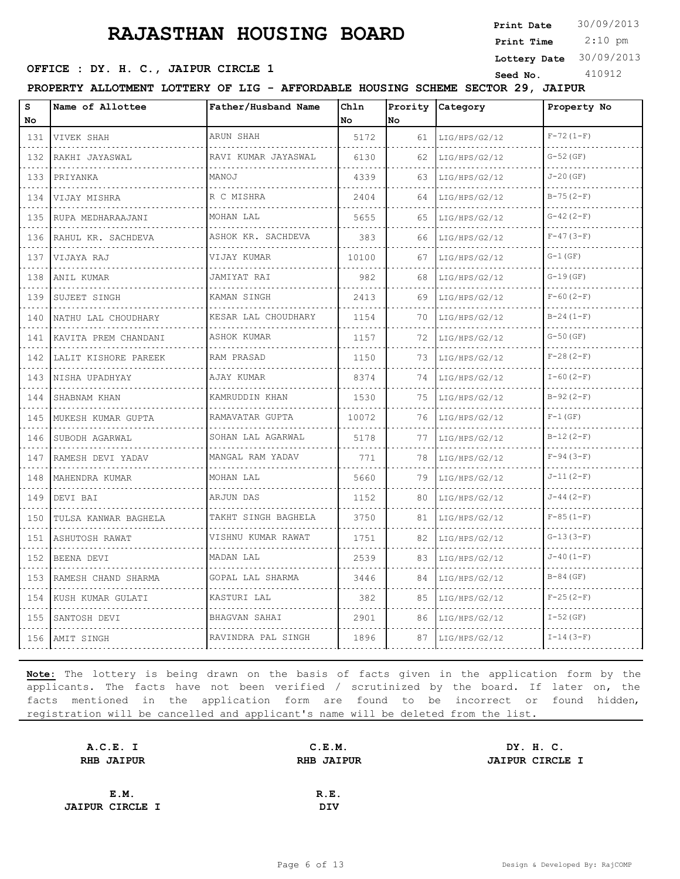# RAJASTHAN HOUSING BOARD

**Print Date** 30/09/2013
**Print Time** 2:10 pm
**Lottery Date** 30/09/2013
**Seed No.** 410912

**OFFICE : DY. H. C., JAIPUR CIRCLE 1**

**PROPERTY ALLOTMENT LOTTERY OF LIG - AFFORDABLE HOUSING SCHEME SECTOR 29, JAIPUR**

| S No | Name of Allottee | Father/Husband Name | Chln No | Prority No | Category | Property No |
|---|---|---|---|---|---|---|
| 131 | VIVEK SHAH | ARUN SHAH | 5172 | 61 | LIG/HPS/G2/12 | F-72(1-F) |
| 132 | RAKHI JAYASWAL | RAVI KUMAR JAYASWAL | 6130 | 62 | LIG/HPS/G2/12 | G-52(GF) |
| 133 | PRIYANKA | MANOJ | 4339 | 63 | LIG/HPS/G2/12 | J-20(GF) |
| 134 | VIJAY MISHRA | R C MISHRA | 2404 | 64 | LIG/HPS/G2/12 | B-75(2-F) |
| 135 | RUPA MEDHARAAJANI | MOHAN LAL | 5655 | 65 | LIG/HPS/G2/12 | G-42(2-F) |
| 136 | RAHUL KR. SACHDEVA | ASHOK KR. SACHDEVA | 383 | 66 | LIG/HPS/G2/12 | F-47(3-F) |
| 137 | VIJAYA RAJ | VIJAY KUMAR | 10100 | 67 | LIG/HPS/G2/12 | G-1(GF) |
| 138 | ANIL KUMAR | JAMIYAT RAI | 982 | 68 | LIG/HPS/G2/12 | G-19(GF) |
| 139 | SUJEET SINGH | KAMAN SINGH | 2413 | 69 | LIG/HPS/G2/12 | F-60(2-F) |
| 140 | NATHU LAL CHOUDHARY | KESAR LAL CHOUDHARY | 1154 | 70 | LIG/HPS/G2/12 | B-24(1-F) |
| 141 | KAVITA PREM CHANDANI | ASHOK KUMAR | 1157 | 72 | LIG/HPS/G2/12 | G-50(GF) |
| 142 | LALIT KISHORE PAREEK | RAM PRASAD | 1150 | 73 | LIG/HPS/G2/12 | F-28(2-F) |
| 143 | NISHA UPADHYAY | AJAY KUMAR | 8374 | 74 | LIG/HPS/G2/12 | I-60(2-F) |
| 144 | SHABNAM KHAN | KAMRUDDIN KHAN | 1530 | 75 | LIG/HPS/G2/12 | B-92(2-F) |
| 145 | MUKESH KUMAR GUPTA | RAMAVATAR GUPTA | 10072 | 76 | LIG/HPS/G2/12 | F-1(GF) |
| 146 | SUBODH AGARWAL | SOHAN LAL AGARWAL | 5178 | 77 | LIG/HPS/G2/12 | B-12(2-F) |
| 147 | RAMESH DEVI YADAV | MANGAL RAM YADAV | 771 | 78 | LIG/HPS/G2/12 | F-94(3-F) |
| 148 | MAHENDRA KUMAR | MOHAN LAL | 5660 | 79 | LIG/HPS/G2/12 | J-11(2-F) |
| 149 | DEVI BAI | ARJUN DAS | 1152 | 80 | LIG/HPS/G2/12 | J-44(2-F) |
| 150 | TULSA KANWAR BAGHELA | TAKHT SINGH BAGHELA | 3750 | 81 | LIG/HPS/G2/12 | F-85(1-F) |
| 151 | ASHUTOSH RAWAT | VISHNU KUMAR RAWAT | 1751 | 82 | LIG/HPS/G2/12 | G-13(3-F) |
| 152 | BEENA DEVI | MADAN LAL | 2539 | 83 | LIG/HPS/G2/12 | J-40(1-F) |
| 153 | RAMESH CHAND SHARMA | GOPAL LAL SHARMA | 3446 | 84 | LIG/HPS/G2/12 | B-84(GF) |
| 154 | KUSH KUMAR GULATI | KASTURI LAL | 382 | 85 | LIG/HPS/G2/12 | F-25(2-F) |
| 155 | SANTOSH DEVI | BHAGVAN SAHAI | 2901 | 86 | LIG/HPS/G2/12 | I-52(GF) |
| 156 | AMIT SINGH | RAVINDRA PAL SINGH | 1896 | 87 | LIG/HPS/G2/12 | I-14(3-F) |

**Note:** The lottery is being drawn on the basis of facts given in the application form by the applicants. The facts have not been verified / scrutinized by the board. If later on, the facts mentioned in the application form are found to be incorrect or found hidden, registration will be cancelled and applicant's name will be deleted from the list.

**A.C.E. I**
**RHB JAIPUR**

**C.E.M.**
**RHB JAIPUR**

**DY. H. C.**
**JAIPUR CIRCLE I**

**E.M.**
**JAIPUR CIRCLE I**

**R.E.**
**DIV**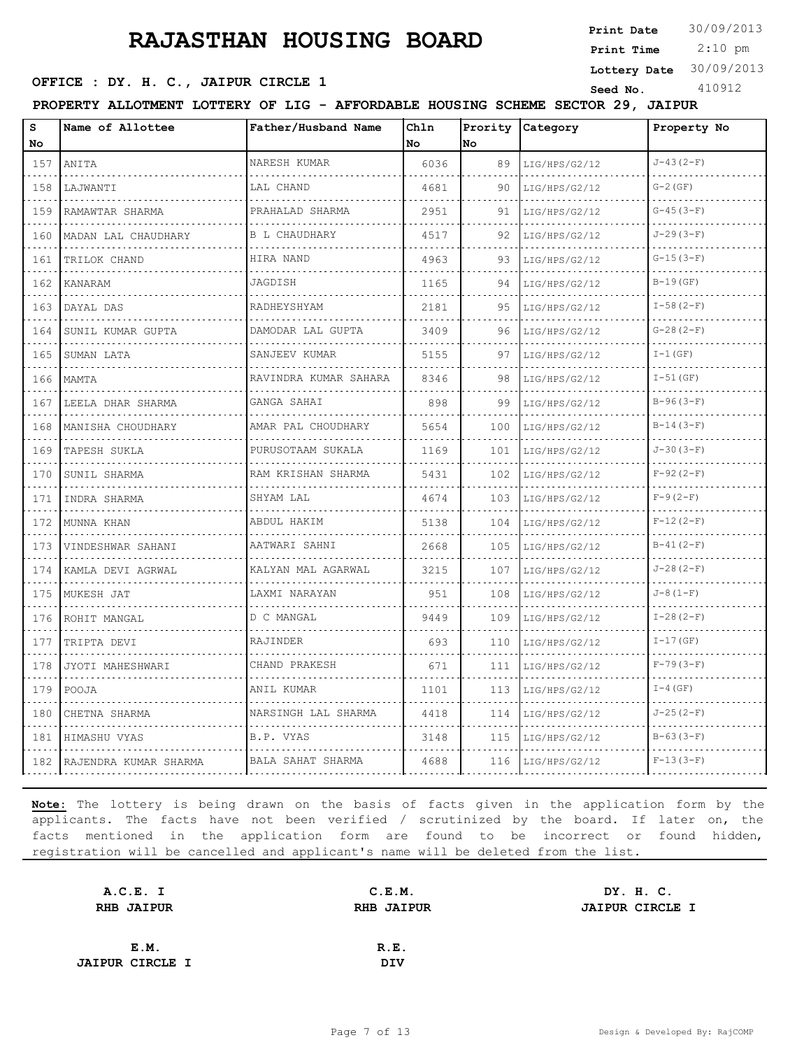# RAJASTHAN HOUSING BOARD

**Print Date** 30/09/2013
**Print Time** 2:10 pm
**Lottery Date** 30/09/2013
**Seed No.** 410912

**OFFICE : DY. H. C., JAIPUR CIRCLE 1**

**PROPERTY ALLOTMENT LOTTERY OF LIG - AFFORDABLE HOUSING SCHEME SECTOR 29, JAIPUR**

| S No | Name of Allottee | Father/Husband Name | Chln No | Prority No | Category | Property No |
|---|---|---|---|---|---|---|
| 157 | ANITA | NARESH KUMAR | 6036 | 89 | LIG/HPS/G2/12 | J-43(2-F) |
| 158 | LAJWANTI | LAL CHAND | 4681 | 90 | LIG/HPS/G2/12 | G-2(GF) |
| 159 | RAMAWTAR SHARMA | PRAHALAD SHARMA | 2951 | 91 | LIG/HPS/G2/12 | G-45(3-F) |
| 160 | MADAN LAL CHAUDHARY | B L CHAUDHARY | 4517 | 92 | LIG/HPS/G2/12 | J-29(3-F) |
| 161 | TRILOK CHAND | HIRA NAND | 4963 | 93 | LIG/HPS/G2/12 | G-15(3-F) |
| 162 | KANARAM | JAGDISH | 1165 | 94 | LIG/HPS/G2/12 | B-19(GF) |
| 163 | DAYAL DAS | RADHEYSHYAM | 2181 | 95 | LIG/HPS/G2/12 | I-58(2-F) |
| 164 | SUNIL KUMAR GUPTA | DAMODAR LAL GUPTA | 3409 | 96 | LIG/HPS/G2/12 | G-28(2-F) |
| 165 | SUMAN LATA | SANJEEV KUMAR | 5155 | 97 | LIG/HPS/G2/12 | I-1(GF) |
| 166 | MAMTA | RAVINDRA KUMAR SAHARA | 8346 | 98 | LIG/HPS/G2/12 | I-51(GF) |
| 167 | LEELA DHAR SHARMA | GANGA SAHAI | 898 | 99 | LIG/HPS/G2/12 | B-96(3-F) |
| 168 | MANISHA CHOUDHARY | AMAR PAL CHOUDHARY | 5654 | 100 | LIG/HPS/G2/12 | B-14(3-F) |
| 169 | TAPESH SUKLA | PURUSOTAAM SUKALA | 1169 | 101 | LIG/HPS/G2/12 | J-30(3-F) |
| 170 | SUNIL SHARMA | RAM KRISHAN SHARMA | 5431 | 102 | LIG/HPS/G2/12 | F-92(2-F) |
| 171 | INDRA SHARMA | SHYAM LAL | 4674 | 103 | LIG/HPS/G2/12 | F-9(2-F) |
| 172 | MUNNA KHAN | ABDUL HAKIM | 5138 | 104 | LIG/HPS/G2/12 | F-12(2-F) |
| 173 | VINDESHWAR SAHANI | AATWARI SAHNI | 2668 | 105 | LIG/HPS/G2/12 | B-41(2-F) |
| 174 | KAMLA DEVI AGRWAL | KALYAN MAL AGARWAL | 3215 | 107 | LIG/HPS/G2/12 | J-28(2-F) |
| 175 | MUKESH JAT | LAXMI NARAYAN | 951 | 108 | LIG/HPS/G2/12 | J-8(1-F) |
| 176 | ROHIT MANGAL | D C MANGAL | 9449 | 109 | LIG/HPS/G2/12 | I-28(2-F) |
| 177 | TRIPTA DEVI | RAJINDER | 693 | 110 | LIG/HPS/G2/12 | I-17(GF) |
| 178 | JYOTI MAHESHWARI | CHAND PRAKESH | 671 | 111 | LIG/HPS/G2/12 | F-79(3-F) |
| 179 | POOJA | ANIL KUMAR | 1101 | 113 | LIG/HPS/G2/12 | I-4(GF) |
| 180 | CHETNA SHARMA | NARSINGH LAL SHARMA | 4418 | 114 | LIG/HPS/G2/12 | J-25(2-F) |
| 181 | HIMASHU VYAS | B.P. VYAS | 3148 | 115 | LIG/HPS/G2/12 | B-63(3-F) |
| 182 | RAJENDRA KUMAR SHARMA | BALA SAHAT SHARMA | 4688 | 116 | LIG/HPS/G2/12 | F-13(3-F) |

**Note:** The lottery is being drawn on the basis of facts given in the application form by the applicants. The facts have not been verified / scrutinized by the board. If later on, the facts mentioned in the application form are found to be incorrect or found hidden, registration will be cancelled and applicant's name will be deleted from the list.

**A.C.E. I**
**RHB JAIPUR**

**C.E.M.**
**RHB JAIPUR**

**DY. H. C.**
**JAIPUR CIRCLE I**

**E.M.**
**JAIPUR CIRCLE I**

**R.E.**
**DIV**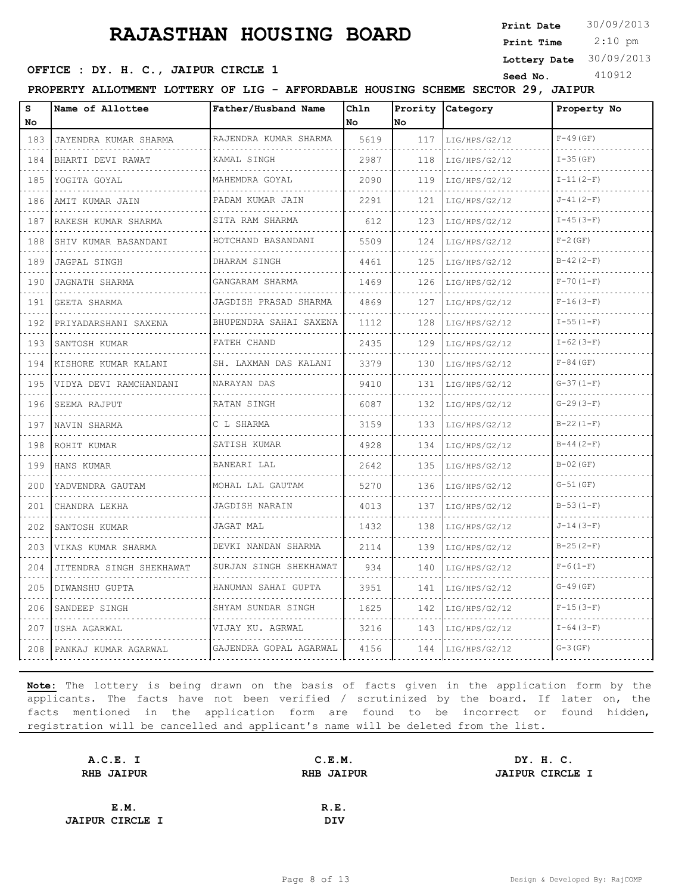# RAJASTHAN HOUSING BOARD

**Print Date** 30/09/2013
**Print Time** 2:10 pm
**Lottery Date** 30/09/2013
**Seed No.** 410912

**OFFICE : DY. H. C., JAIPUR CIRCLE 1**

**PROPERTY ALLOTMENT LOTTERY OF LIG - AFFORDABLE HOUSING SCHEME SECTOR 29, JAIPUR**

| S No | Name of Allottee | Father/Husband Name | Chln No | Prority No | Category | Property No |
|---|---|---|---|---|---|---|
| 183 | JAYENDRA KUMAR SHARMA | RAJENDRA KUMAR SHARMA | 5619 | 117 | LIG/HPS/G2/12 | F-49(GF) |
| 184 | BHARTI DEVI RAWAT | KAMAL SINGH | 2987 | 118 | LIG/HPS/G2/12 | I-35(GF) |
| 185 | YOGITA GOYAL | MAHEMDRA GOYAL | 2090 | 119 | LIG/HPS/G2/12 | I-11(2-F) |
| 186 | AMIT KUMAR JAIN | PADAM KUMAR JAIN | 2291 | 121 | LIG/HPS/G2/12 | J-41(2-F) |
| 187 | RAKESH KUMAR SHARMA | SITA RAM SHARMA | 612 | 123 | LIG/HPS/G2/12 | I-45(3-F) |
| 188 | SHIV KUMAR BASANDANI | HOTCHAND BASANDANI | 5509 | 124 | LIG/HPS/G2/12 | F-2(GF) |
| 189 | JAGPAL SINGH | DHARAM SINGH | 4461 | 125 | LIG/HPS/G2/12 | B-42(2-F) |
| 190 | JAGNATH SHARMA | GANGARAM SHARMA | 1469 | 126 | LIG/HPS/G2/12 | F-70(1-F) |
| 191 | GEETA SHARMA | JAGDISH PRASAD SHARMA | 4869 | 127 | LIG/HPS/G2/12 | F-16(3-F) |
| 192 | PRIYADARSHANI SAXENA | BHUPENDRA SAHAI SAXENA | 1112 | 128 | LIG/HPS/G2/12 | I-55(1-F) |
| 193 | SANTOSH KUMAR | FATEH CHAND | 2435 | 129 | LIG/HPS/G2/12 | I-62(3-F) |
| 194 | KISHORE KUMAR KALANI | SH. LAXMAN DAS KALANI | 3379 | 130 | LIG/HPS/G2/12 | F-84(GF) |
| 195 | VIDYA DEVI RAMCHANDANI | NARAYAN DAS | 9410 | 131 | LIG/HPS/G2/12 | G-37(1-F) |
| 196 | SEEMA RAJPUT | RATAN SINGH | 6087 | 132 | LIG/HPS/G2/12 | G-29(3-F) |
| 197 | NAVIN SHARMA | C L SHARMA | 3159 | 133 | LIG/HPS/G2/12 | B-22(1-F) |
| 198 | ROHIT KUMAR | SATISH KUMAR | 4928 | 134 | LIG/HPS/G2/12 | B-44(2-F) |
| 199 | HANS KUMAR | BANEARI LAL | 2642 | 135 | LIG/HPS/G2/12 | B-02(GF) |
| 200 | YADVENDRA GAUTAM | MOHAL LAL GAUTAM | 5270 | 136 | LIG/HPS/G2/12 | G-51(GF) |
| 201 | CHANDRA LEKHA | JAGDISH NARAIN | 4013 | 137 | LIG/HPS/G2/12 | B-53(1-F) |
| 202 | SANTOSH KUMAR | JAGAT MAL | 1432 | 138 | LIG/HPS/G2/12 | J-14(3-F) |
| 203 | VIKAS KUMAR SHARMA | DEVKI NANDAN SHARMA | 2114 | 139 | LIG/HPS/G2/12 | B-25(2-F) |
| 204 | JITENDRA SINGH SHEKHAWAT | SURJAN SINGH SHEKHAWAT | 934 | 140 | LIG/HPS/G2/12 | F-6(1-F) |
| 205 | DIWANSHU GUPTA | HANUMAN SAHAI GUPTA | 3951 | 141 | LIG/HPS/G2/12 | G-49(GF) |
| 206 | SANDEEP SINGH | SHYAM SUNDAR SINGH | 1625 | 142 | LIG/HPS/G2/12 | F-15(3-F) |
| 207 | USHA AGARWAL | VIJAY KU. AGRWAL | 3216 | 143 | LIG/HPS/G2/12 | I-64(3-F) |
| 208 | PANKAJ KUMAR AGARWAL | GAJENDRA GOPAL AGARWAL | 4156 | 144 | LIG/HPS/G2/12 | G-3(GF) |

**Note:** The lottery is being drawn on the basis of facts given in the application form by the applicants. The facts have not been verified / scrutinized by the board. If later on, the facts mentioned in the application form are found to be incorrect or found hidden, registration will be cancelled and applicant's name will be deleted from the list.

**A.C.E. I**
**RHB JAIPUR**

**C.E.M.**
**RHB JAIPUR**

**DY. H. C.**
**JAIPUR CIRCLE I**

**E.M.**
**JAIPUR CIRCLE I**

**R.E.**
**DIV**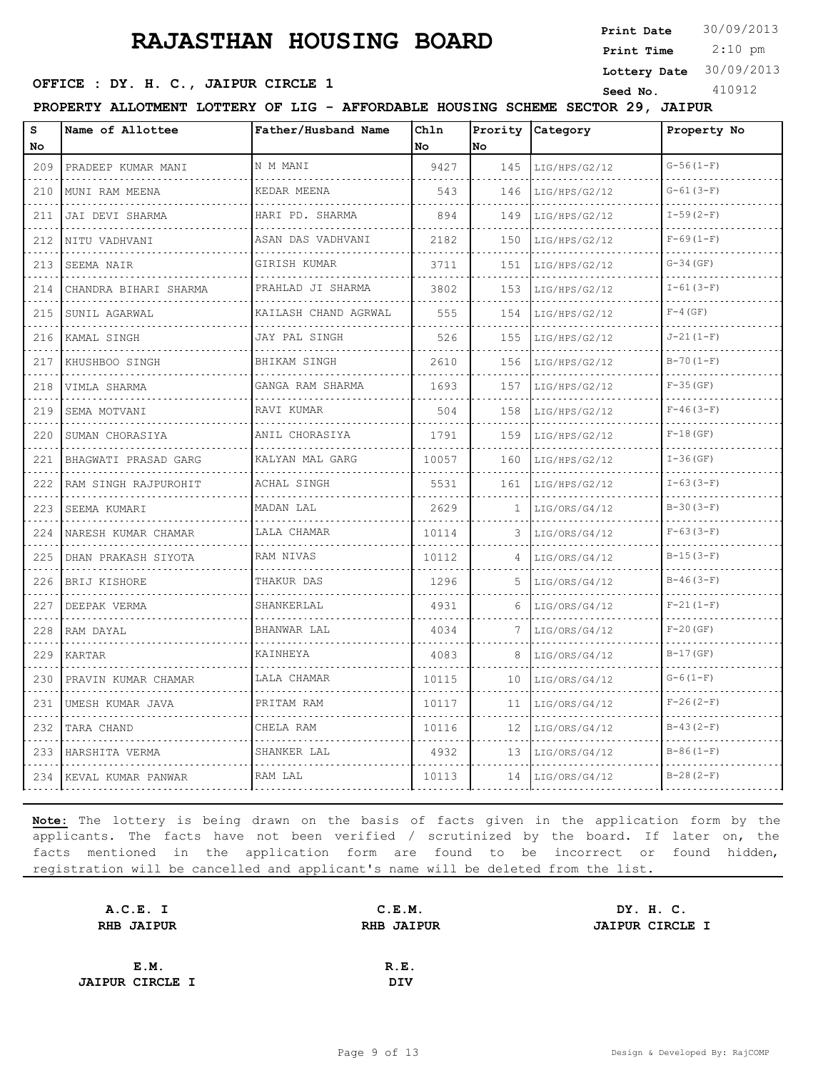# RAJASTHAN HOUSING BOARD

**Print Date** 30/09/2013
**Print Time** 2:10 pm
**Lottery Date** 30/09/2013
**Seed No.** 410912

**OFFICE : DY. H. C., JAIPUR CIRCLE 1**

**PROPERTY ALLOTMENT LOTTERY OF LIG - AFFORDABLE HOUSING SCHEME SECTOR 29, JAIPUR**

| S No | Name of Allottee | Father/Husband Name | Chln No | Prority No | Category | Property No |
|---|---|---|---|---|---|---|
| 209 | PRADEEP KUMAR MANI | N M MANI | 9427 | 145 | LIG/HPS/G2/12 | G-56(1-F) |
| 210 | MUNI RAM MEENA | KEDAR MEENA | 543 | 146 | LIG/HPS/G2/12 | G-61(3-F) |
| 211 | JAI DEVI SHARMA | HARI PD. SHARMA | 894 | 149 | LIG/HPS/G2/12 | I-59(2-F) |
| 212 | NITU VADHVANI | ASAN DAS VADHVANI | 2182 | 150 | LIG/HPS/G2/12 | F-69(1-F) |
| 213 | SEEMA NAIR | GIRISH KUMAR | 3711 | 151 | LIG/HPS/G2/12 | G-34(GF) |
| 214 | CHANDRA BIHARI SHARMA | PRAHLAD JI SHARMA | 3802 | 153 | LIG/HPS/G2/12 | I-61(3-F) |
| 215 | SUNIL AGARWAL | KAILASH CHAND AGRWAL | 555 | 154 | LIG/HPS/G2/12 | F-4(GF) |
| 216 | KAMAL SINGH | JAY PAL SINGH | 526 | 155 | LIG/HPS/G2/12 | J-21(1-F) |
| 217 | KHUSHBOO SINGH | BHIKAM SINGH | 2610 | 156 | LIG/HPS/G2/12 | B-70(1-F) |
| 218 | VIMLA SHARMA | GANGA RAM SHARMA | 1693 | 157 | LIG/HPS/G2/12 | F-35(GF) |
| 219 | SEMA MOTVANI | RAVI KUMAR | 504 | 158 | LIG/HPS/G2/12 | F-46(3-F) |
| 220 | SUMAN CHORASIYA | ANIL CHORASIYA | 1791 | 159 | LIG/HPS/G2/12 | F-18(GF) |
| 221 | BHAGWATI PRASAD GARG | KALYAN MAL GARG | 10057 | 160 | LIG/HPS/G2/12 | I-36(GF) |
| 222 | RAM SINGH RAJPUROHIT | ACHAL SINGH | 5531 | 161 | LIG/HPS/G2/12 | I-63(3-F) |
| 223 | SEEMA KUMARI | MADAN LAL | 2629 | 1 | LIG/ORS/G4/12 | B-30(3-F) |
| 224 | NARESH KUMAR CHAMAR | LALA CHAMAR | 10114 | 3 | LIG/ORS/G4/12 | F-63(3-F) |
| 225 | DHAN PRAKASH SIYOTA | RAM NIVAS | 10112 | 4 | LIG/ORS/G4/12 | B-15(3-F) |
| 226 | BRIJ KISHORE | THAKUR DAS | 1296 | 5 | LIG/ORS/G4/12 | B-46(3-F) |
| 227 | DEEPAK VERMA | SHANKERLAL | 4931 | 6 | LIG/ORS/G4/12 | F-21(1-F) |
| 228 | RAM DAYAL | BHANWAR LAL | 4034 | 7 | LIG/ORS/G4/12 | F-20(GF) |
| 229 | KARTAR | KAINHEYA | 4083 | 8 | LIG/ORS/G4/12 | B-17(GF) |
| 230 | PRAVIN KUMAR CHAMAR | LALA CHAMAR | 10115 | 10 | LIG/ORS/G4/12 | G-6(1-F) |
| 231 | UMESH KUMAR JAVA | PRITAM RAM | 10117 | 11 | LIG/ORS/G4/12 | F-26(2-F) |
| 232 | TARA CHAND | CHELA RAM | 10116 | 12 | LIG/ORS/G4/12 | B-43(2-F) |
| 233 | HARSHITA VERMA | SHANKER LAL | 4932 | 13 | LIG/ORS/G4/12 | B-86(1-F) |
| 234 | KEVAL KUMAR PANWAR | RAM LAL | 10113 | 14 | LIG/ORS/G4/12 | B-28(2-F) |

**Note:** The lottery is being drawn on the basis of facts given in the application form by the applicants. The facts have not been verified / scrutinized by the board. If later on, the facts mentioned in the application form are found to be incorrect or found hidden, registration will be cancelled and applicant's name will be deleted from the list.

| **A.C.E. I** | **C.E.M.** | **DY. H. C.** |
|---|---|---|
| **RHB JAIPUR** | **RHB JAIPUR** | **JAIPUR CIRCLE I** |

| **E.M.** | **R.E.** |
|---|---|
| **JAIPUR CIRCLE I** | **DIV** |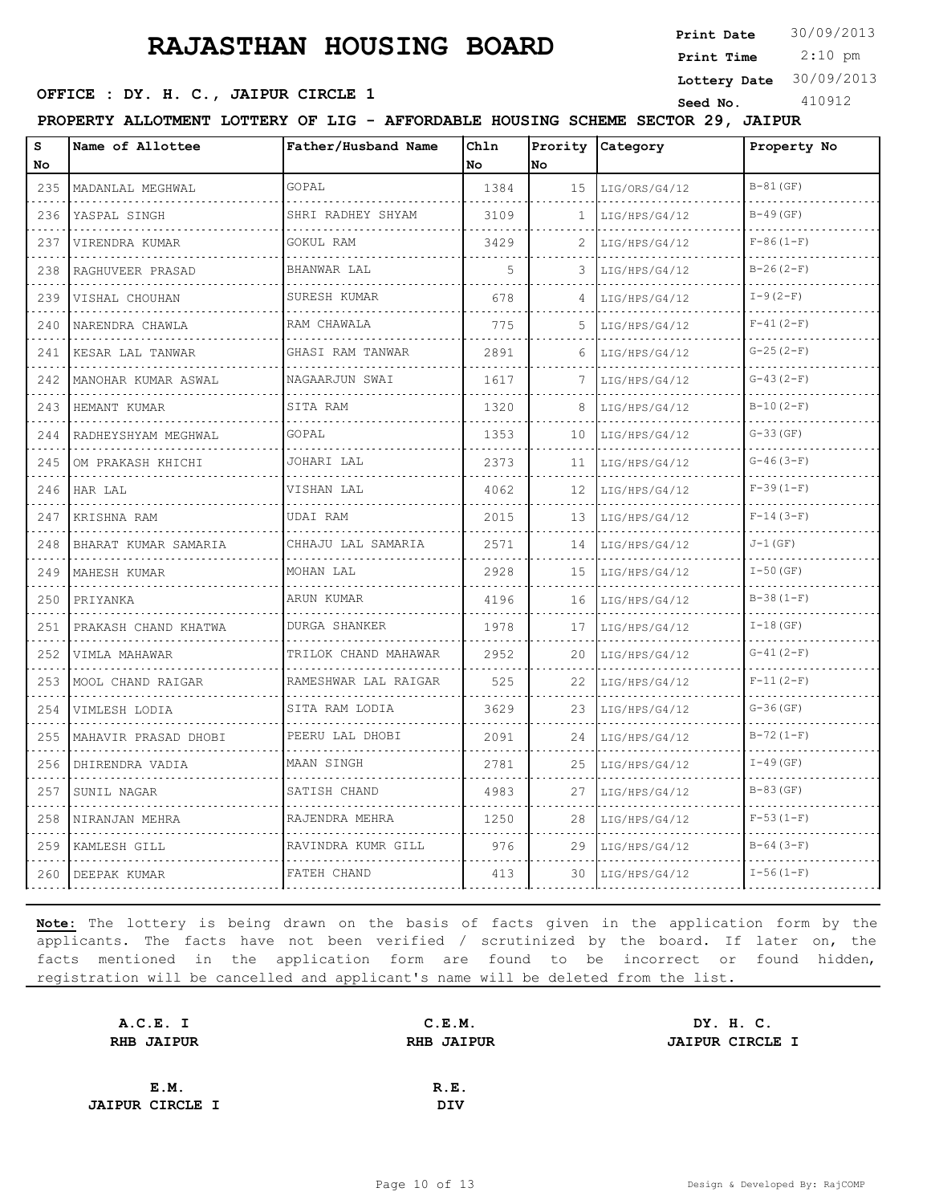# RAJASTHAN HOUSING BOARD

**Print Date** 30/09/2013
**Print Time** 2:10 pm
**Lottery Date** 30/09/2013
**Seed No.** 410912

**OFFICE : DY. H. C., JAIPUR CIRCLE 1**

**PROPERTY ALLOTMENT LOTTERY OF LIG - AFFORDABLE HOUSING SCHEME SECTOR 29, JAIPUR**

| S No | Name of Allottee | Father/Husband Name | Chln No | Prority No | Category | Property No |
|---|---|---|---|---|---|---|
| 235 | MADANLAL MEGHWAL | GOPAL | 1384 | 15 | LIG/ORS/G4/12 | B-81(GF) |
| 236 | YASPAL SINGH | SHRI RADHEY SHYAM | 3109 | 1 | LIG/HPS/G4/12 | B-49(GF) |
| 237 | VIRENDRA KUMAR | GOKUL RAM | 3429 | 2 | LIG/HPS/G4/12 | F-86(1-F) |
| 238 | RAGHUVEER PRASAD | BHANWAR LAL | 5 | 3 | LIG/HPS/G4/12 | B-26(2-F) |
| 239 | VISHAL CHOUHAN | SURESH KUMAR | 678 | 4 | LIG/HPS/G4/12 | I-9(2-F) |
| 240 | NARENDRA CHAWLA | RAM CHAWALA | 775 | 5 | LIG/HPS/G4/12 | F-41(2-F) |
| 241 | KESAR LAL TANWAR | GHASI RAM TANWAR | 2891 | 6 | LIG/HPS/G4/12 | G-25(2-F) |
| 242 | MANOHAR KUMAR ASWAL | NAGAARJUN SWAI | 1617 | 7 | LIG/HPS/G4/12 | G-43(2-F) |
| 243 | HEMANT KUMAR | SITA RAM | 1320 | 8 | LIG/HPS/G4/12 | B-10(2-F) |
| 244 | RADHEYSHYAM MEGHWAL | GOPAL | 1353 | 10 | LIG/HPS/G4/12 | G-33(GF) |
| 245 | OM PRAKASH KHICHI | JOHARI LAL | 2373 | 11 | LIG/HPS/G4/12 | G-46(3-F) |
| 246 | HAR LAL | VISHAN LAL | 4062 | 12 | LIG/HPS/G4/12 | F-39(1-F) |
| 247 | KRISHNA RAM | UDAI RAM | 2015 | 13 | LIG/HPS/G4/12 | F-14(3-F) |
| 248 | BHARAT KUMAR SAMARIA | CHHAJU LAL SAMARIA | 2571 | 14 | LIG/HPS/G4/12 | J-1(GF) |
| 249 | MAHESH KUMAR | MOHAN LAL | 2928 | 15 | LIG/HPS/G4/12 | I-50(GF) |
| 250 | PRIYANKA | ARUN KUMAR | 4196 | 16 | LIG/HPS/G4/12 | B-38(1-F) |
| 251 | PRAKASH CHAND KHATWA | DURGA SHANKER | 1978 | 17 | LIG/HPS/G4/12 | I-18(GF) |
| 252 | VIMLA MAHAWAR | TRILOK CHAND MAHAWAR | 2952 | 20 | LIG/HPS/G4/12 | G-41(2-F) |
| 253 | MOOL CHAND RAIGAR | RAMESHWAR LAL RAIGAR | 525 | 22 | LIG/HPS/G4/12 | F-11(2-F) |
| 254 | VIMLESH LODIA | SITA RAM LODIA | 3629 | 23 | LIG/HPS/G4/12 | G-36(GF) |
| 255 | MAHAVIR PRASAD DHOBI | PEERU LAL DHOBI | 2091 | 24 | LIG/HPS/G4/12 | B-72(1-F) |
| 256 | DHIRENDRA VADIA | MAAN SINGH | 2781 | 25 | LIG/HPS/G4/12 | I-49(GF) |
| 257 | SUNIL NAGAR | SATISH CHAND | 4983 | 27 | LIG/HPS/G4/12 | B-83(GF) |
| 258 | NIRANJAN MEHRA | RAJENDRA MEHRA | 1250 | 28 | LIG/HPS/G4/12 | F-53(1-F) |
| 259 | KAMLESH GILL | RAVINDRA KUMR GILL | 976 | 29 | LIG/HPS/G4/12 | B-64(3-F) |
| 260 | DEEPAK KUMAR | FATEH CHAND | 413 | 30 | LIG/HPS/G4/12 | I-56(1-F) |

**Note:** The lottery is being drawn on the basis of facts given in the application form by the applicants. The facts have not been verified / scrutinized by the board. If later on, the facts mentioned in the application form are found to be incorrect or found hidden, registration will be cancelled and applicant's name will be deleted from the list.

| A.C.E. I<br>RHB JAIPUR | C.E.M.<br>RHB JAIPUR | DY. H. C.<br>JAIPUR CIRCLE I |
|---|---|---|
| E.M.<br>JAIPUR CIRCLE I | R.E.<br>DIV | |

Design & Developed By: RajCOMP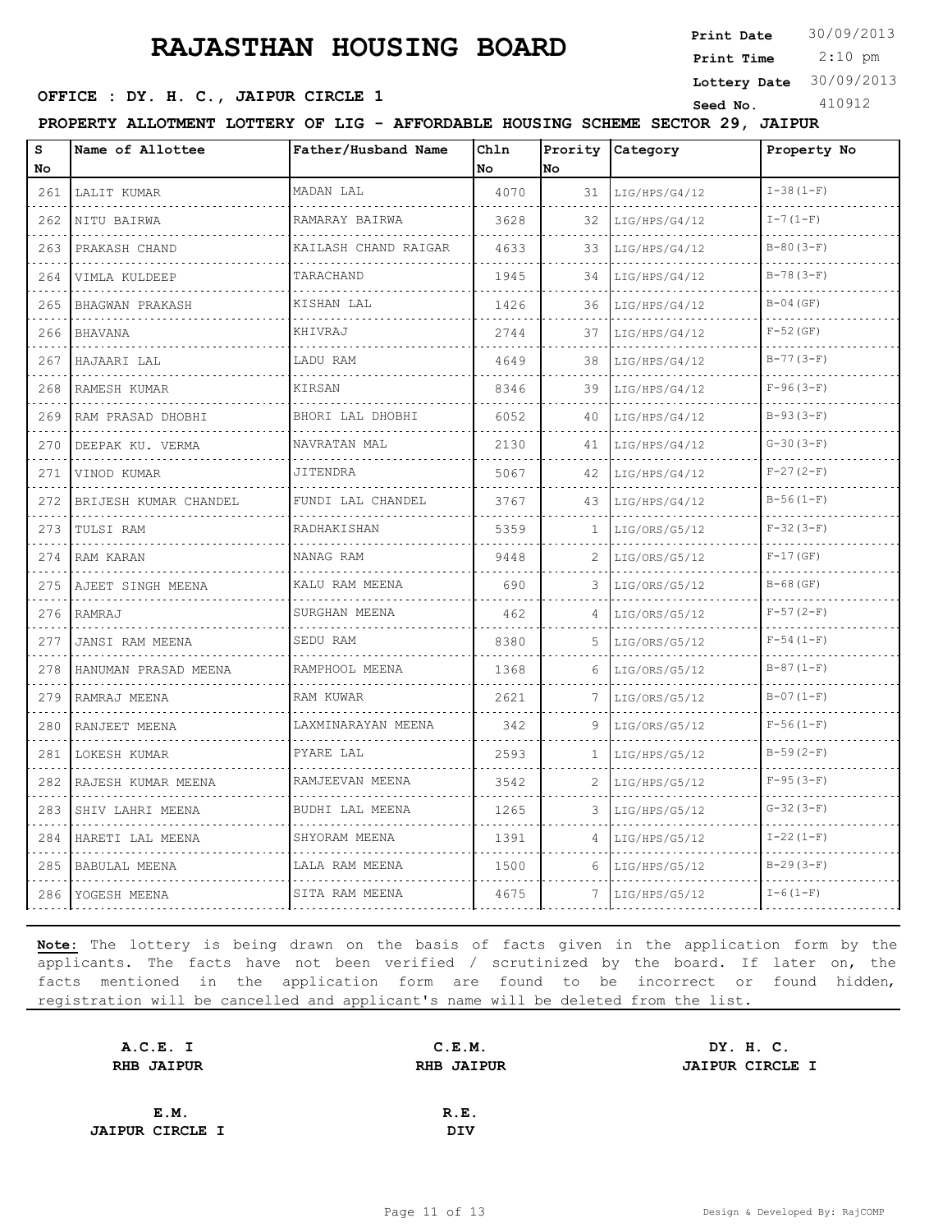# RAJASTHAN HOUSING BOARD

**Print Date** 30/09/2013
**Print Time** 2:10 pm
**Lottery Date** 30/09/2013
**Seed No.** 410912

**OFFICE : DY. H. C., JAIPUR CIRCLE 1**

**PROPERTY ALLOTMENT LOTTERY OF LIG - AFFORDABLE HOUSING SCHEME SECTOR 29, JAIPUR**

| S No | Name of Allottee | Father/Husband Name | Chln No | Prority No | Category | Property No |
|---|---|---|---|---|---|---|
| 261 | LALIT KUMAR | MADAN LAL | 4070 | 31 | LIG/HPS/G4/12 | I-38(1-F) |
| 262 | NITU BAIRWA | RAMARAY BAIRWA | 3628 | 32 | LIG/HPS/G4/12 | I-7(1-F) |
| 263 | PRAKASH CHAND | KAILASH CHAND RAIGAR | 4633 | 33 | LIG/HPS/G4/12 | B-80(3-F) |
| 264 | VIMLA KULDEEP | TARACHAND | 1945 | 34 | LIG/HPS/G4/12 | B-78(3-F) |
| 265 | BHAGWAN PRAKASH | KISHAN LAL | 1426 | 36 | LIG/HPS/G4/12 | B-04(GF) |
| 266 | BHAVANA | KHIVRAJ | 2744 | 37 | LIG/HPS/G4/12 | F-52(GF) |
| 267 | HAJAARI LAL | LADU RAM | 4649 | 38 | LIG/HPS/G4/12 | B-77(3-F) |
| 268 | RAMESH KUMAR | KIRSAN | 8346 | 39 | LIG/HPS/G4/12 | F-96(3-F) |
| 269 | RAM PRASAD DHOBHI | BHORI LAL DHOBHI | 6052 | 40 | LIG/HPS/G4/12 | B-93(3-F) |
| 270 | DEEPAK KU. VERMA | NAVRATAN MAL | 2130 | 41 | LIG/HPS/G4/12 | G-30(3-F) |
| 271 | VINOD KUMAR | JITENDRA | 5067 | 42 | LIG/HPS/G4/12 | F-27(2-F) |
| 272 | BRIJESH KUMAR CHANDEL | FUNDI LAL CHANDEL | 3767 | 43 | LIG/HPS/G4/12 | B-56(1-F) |
| 273 | TULSI RAM | RADHAKISHAN | 5359 | 1 | LIG/ORS/G5/12 | F-32(3-F) |
| 274 | RAM KARAN | NANAG RAM | 9448 | 2 | LIG/ORS/G5/12 | F-17(GF) |
| 275 | AJEET SINGH MEENA | KALU RAM MEENA | 690 | 3 | LIG/ORS/G5/12 | B-68(GF) |
| 276 | RAMRAJ | SURGHAN MEENA | 462 | 4 | LIG/ORS/G5/12 | F-57(2-F) |
| 277 | JANSI RAM MEENA | SEDU RAM | 8380 | 5 | LIG/ORS/G5/12 | F-54(1-F) |
| 278 | HANUMAN PRASAD MEENA | RAMPHOOL MEENA | 1368 | 6 | LIG/ORS/G5/12 | B-87(1-F) |
| 279 | RAMRAJ MEENA | RAM KUWAR | 2621 | 7 | LIG/ORS/G5/12 | B-07(1-F) |
| 280 | RANJEET MEENA | LAXMINARAYAN MEENA | 342 | 9 | LIG/ORS/G5/12 | F-56(1-F) |
| 281 | LOKESH KUMAR | PYARE LAL | 2593 | 1 | LIG/HPS/G5/12 | B-59(2-F) |
| 282 | RAJESH KUMAR MEENA | RAMJEEVAN MEENA | 3542 | 2 | LIG/HPS/G5/12 | F-95(3-F) |
| 283 | SHIV LAHRI MEENA | BUDHI LAL MEENA | 1265 | 3 | LIG/HPS/G5/12 | G-32(3-F) |
| 284 | HARETI LAL MEENA | SHYORAM MEENA | 1391 | 4 | LIG/HPS/G5/12 | I-22(1-F) |
| 285 | BABULAL MEENA | LALA RAM MEENA | 1500 | 6 | LIG/HPS/G5/12 | B-29(3-F) |
| 286 | YOGESH MEENA | SITA RAM MEENA | 4675 | 7 | LIG/HPS/G5/12 | I-6(1-F) |

**Note:** The lottery is being drawn on the basis of facts given in the application form by the applicants. The facts have not been verified / scrutinized by the board. If later on, the facts mentioned in the application form are found to be incorrect or found hidden, registration will be cancelled and applicant's name will be deleted from the list.

| **A.C.E. I**<br>**RHB JAIPUR** | **C.E.M.**<br>**RHB JAIPUR** | **DY. H. C.**<br>**JAIPUR CIRCLE I** |
|---|---|---|
| **E.M.**<br>**JAIPUR CIRCLE I** | **R.E.**<br>**DIV** | |

Design & Developed By: RajCOMP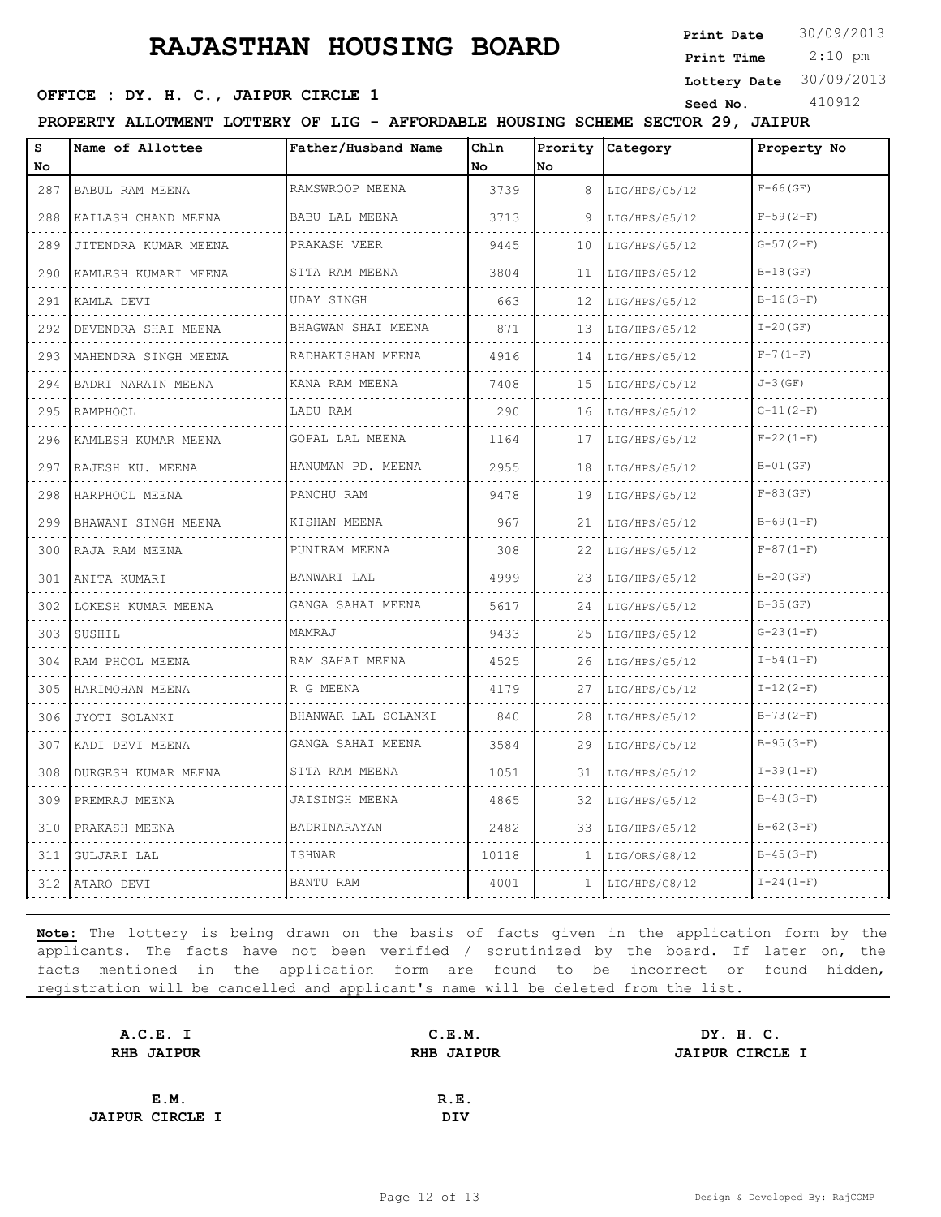# RAJASTHAN HOUSING BOARD

**Print Date** 30/09/2013
**Print Time** 2:10 pm
**Lottery Date** 30/09/2013
**Seed No.** 410912

**OFFICE : DY. H. C., JAIPUR CIRCLE 1**

**PROPERTY ALLOTMENT LOTTERY OF LIG - AFFORDABLE HOUSING SCHEME SECTOR 29, JAIPUR**

| S No | Name of Allottee | Father/Husband Name | Chln No | Prority No | Category | Property No |
|---|---|---|---|---|---|---|
| 287 | BABUL RAM MEENA | RAMSWROOP MEENA | 3739 | 8 | LIG/HPS/G5/12 | F-66(GF) |
| 288 | KAILASH CHAND MEENA | BABU LAL MEENA | 3713 | 9 | LIG/HPS/G5/12 | F-59(2-F) |
| 289 | JITENDRA KUMAR MEENA | PRAKASH VEER | 9445 | 10 | LIG/HPS/G5/12 | G-57(2-F) |
| 290 | KAMLESH KUMARI MEENA | SITA RAM MEENA | 3804 | 11 | LIG/HPS/G5/12 | B-18(GF) |
| 291 | KAMLA DEVI | UDAY SINGH | 663 | 12 | LIG/HPS/G5/12 | B-16(3-F) |
| 292 | DEVENDRA SHAI MEENA | BHAGWAN SHAI MEENA | 871 | 13 | LIG/HPS/G5/12 | I-20(GF) |
| 293 | MAHENDRA SINGH MEENA | RADHAKISHAN MEENA | 4916 | 14 | LIG/HPS/G5/12 | F-7(1-F) |
| 294 | BADRI NARAIN MEENA | KANA RAM MEENA | 7408 | 15 | LIG/HPS/G5/12 | J-3(GF) |
| 295 | RAMPHOOL | LADU RAM | 290 | 16 | LIG/HPS/G5/12 | G-11(2-F) |
| 296 | KAMLESH KUMAR MEENA | GOPAL LAL MEENA | 1164 | 17 | LIG/HPS/G5/12 | F-22(1-F) |
| 297 | RAJESH KU. MEENA | HANUMAN PD. MEENA | 2955 | 18 | LIG/HPS/G5/12 | B-01(GF) |
| 298 | HARPHOOL MEENA | PANCHU RAM | 9478 | 19 | LIG/HPS/G5/12 | F-83(GF) |
| 299 | BHAWANI SINGH MEENA | KISHAN MEENA | 967 | 21 | LIG/HPS/G5/12 | B-69(1-F) |
| 300 | RAJA RAM MEENA | PUNIRAM MEENA | 308 | 22 | LIG/HPS/G5/12 | F-87(1-F) |
| 301 | ANITA KUMARI | BANWARI LAL | 4999 | 23 | LIG/HPS/G5/12 | B-20(GF) |
| 302 | LOKESH KUMAR MEENA | GANGA SAHAI MEENA | 5617 | 24 | LIG/HPS/G5/12 | B-35(GF) |
| 303 | SUSHIL | MAMRAJ | 9433 | 25 | LIG/HPS/G5/12 | G-23(1-F) |
| 304 | RAM PHOOL MEENA | RAM SAHAI MEENA | 4525 | 26 | LIG/HPS/G5/12 | I-54(1-F) |
| 305 | HARIMOHAN MEENA | R G MEENA | 4179 | 27 | LIG/HPS/G5/12 | I-12(2-F) |
| 306 | JYOTI SOLANKI | BHANWAR LAL SOLANKI | 840 | 28 | LIG/HPS/G5/12 | B-73(2-F) |
| 307 | KADI DEVI MEENA | GANGA SAHAI MEENA | 3584 | 29 | LIG/HPS/G5/12 | B-95(3-F) |
| 308 | DURGESH KUMAR MEENA | SITA RAM MEENA | 1051 | 31 | LIG/HPS/G5/12 | I-39(1-F) |
| 309 | PREMRAJ MEENA | JAISINGH MEENA | 4865 | 32 | LIG/HPS/G5/12 | B-48(3-F) |
| 310 | PRAKASH MEENA | BADRINARAYAN | 2482 | 33 | LIG/HPS/G5/12 | B-62(3-F) |
| 311 | GULJARI LAL | ISHWAR | 10118 | 1 | LIG/ORS/G8/12 | B-45(3-F) |
| 312 | ATARO DEVI | BANTU RAM | 4001 | 1 | LIG/HPS/G8/12 | I-24(1-F) |

**Note:** The lottery is being drawn on the basis of facts given in the application form by the applicants. The facts have not been verified / scrutinized by the board. If later on, the facts mentioned in the application form are found to be incorrect or found hidden, registration will be cancelled and applicant's name will be deleted from the list.

| A.C.E. I | C.E.M. | DY. H. C. |
|---|---|---|
| RHB JAIPUR | RHB JAIPUR | JAIPUR CIRCLE I |
| E.M. | R.E. | |
| JAIPUR CIRCLE I | DIV | |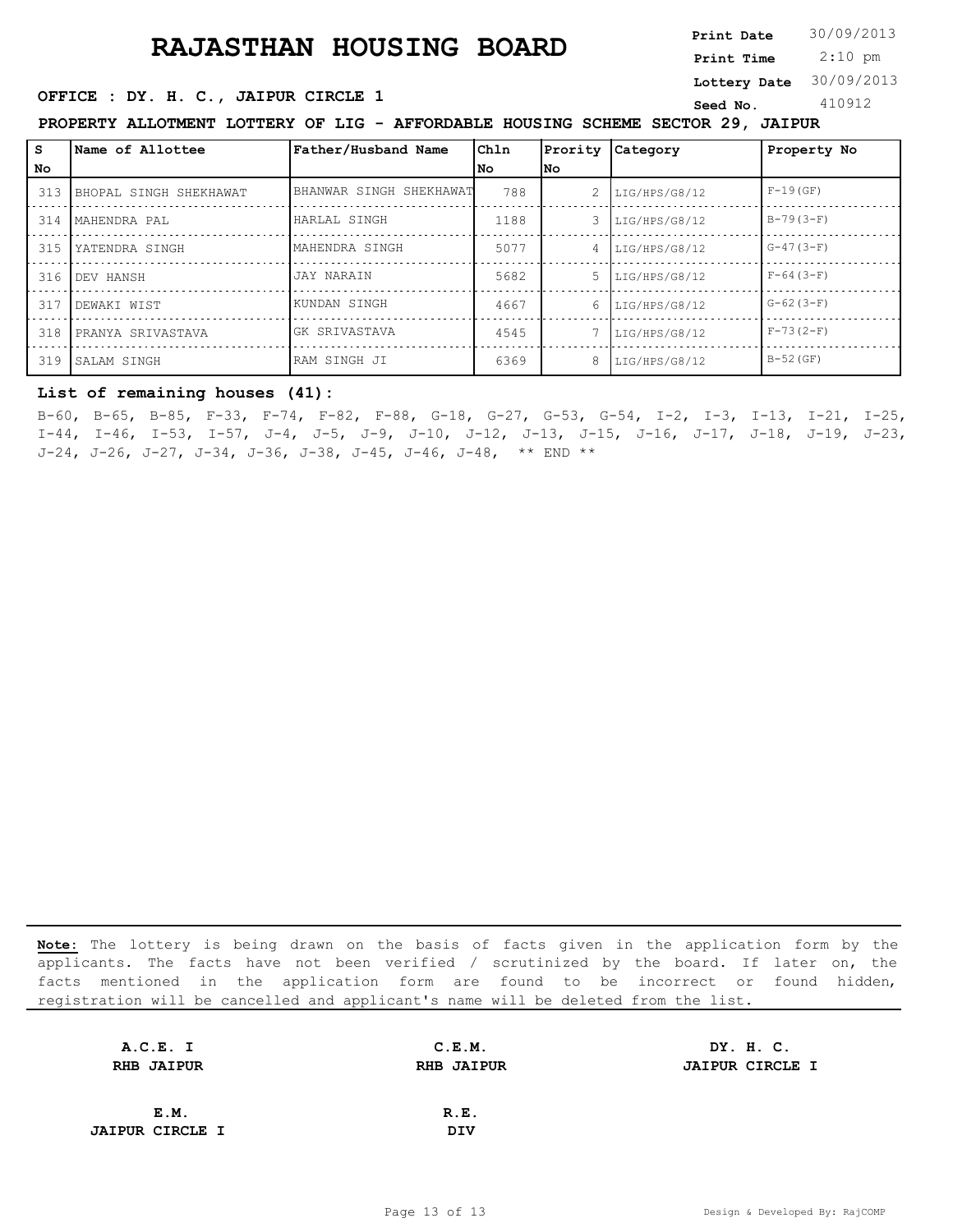# RAJASTHAN HOUSING BOARD

**Print Date** 30/09/2013
**Print Time** 2:10 pm
**Lottery Date** 30/09/2013
**Seed No.** 410912

**OFFICE : DY. H. C., JAIPUR CIRCLE 1**

**PROPERTY ALLOTMENT LOTTERY OF LIG - AFFORDABLE HOUSING SCHEME SECTOR 29, JAIPUR**

| S No | Name of Allottee | Father/Husband Name | Chln No | Prority No | Category | Property No |
|---|---|---|---|---|---|---|
| 313 | BHOPAL SINGH SHEKHAWAT | BHANWAR SINGH SHEKHAWAT | 788 | 2 | LIG/HPS/G8/12 | F-19(GF) |
| 314 | MAHENDRA PAL | HARLAL SINGH | 1188 | 3 | LIG/HPS/G8/12 | B-79(3-F) |
| 315 | YATENDRA SINGH | MAHENDRA SINGH | 5077 | 4 | LIG/HPS/G8/12 | G-47(3-F) |
| 316 | DEV HANSH | JAY NARAIN | 5682 | 5 | LIG/HPS/G8/12 | F-64(3-F) |
| 317 | DEWAKI WIST | KUNDAN SINGH | 4667 | 6 | LIG/HPS/G8/12 | G-62(3-F) |
| 318 | PRANYA SRIVASTAVA | GK SRIVASTAVA | 4545 | 7 | LIG/HPS/G8/12 | F-73(2-F) |
| 319 | SALAM SINGH | RAM SINGH JI | 6369 | 8 | LIG/HPS/G8/12 | B-52(GF) |

**List of remaining houses (41):**

B-60, B-65, B-85, F-33, F-74, F-82, F-88, G-18, G-27, G-53, G-54, I-2, I-3, I-13, I-21, I-25, I-44, I-46, I-53, I-57, J-4, J-5, J-9, J-10, J-12, J-13, J-15, J-16, J-17, J-18, J-19, J-23, J-24, J-26, J-27, J-34, J-36, J-38, J-45, J-46, J-48, ** END **

**Note:** The lottery is being drawn on the basis of facts given in the application form by the applicants. The facts have not been verified / scrutinized by the board. If later on, the facts mentioned in the application form are found to be incorrect or found hidden, registration will be cancelled and applicant's name will be deleted from the list.

**A.C.E. I**
**RHB JAIPUR**

**C.E.M.**
**RHB JAIPUR**

**DY. H. C.**
**JAIPUR CIRCLE I**

**E.M.**
**JAIPUR CIRCLE I**

**R.E.**
**DIV**

Design & Developed By: RajCOMP